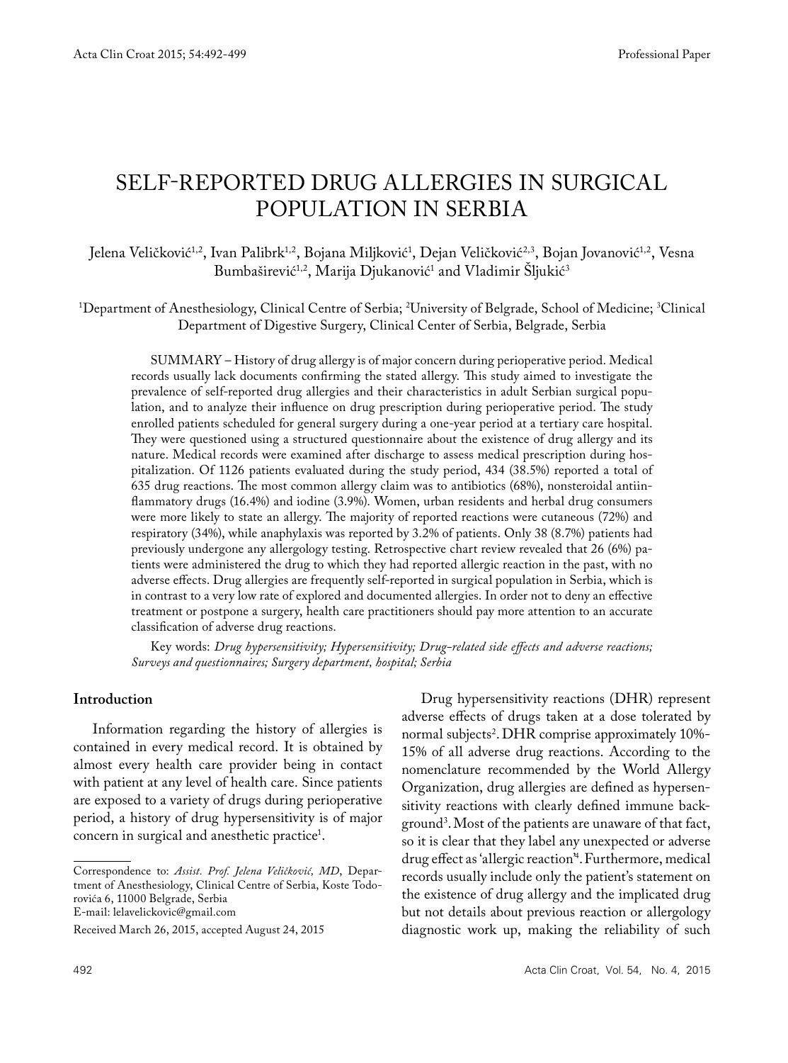Professional Paper

# SELF-REPORTED DRUG ALLERGIES IN SURGICAL POPULATION IN SERBIA

Jelena Veličković[1,2], Ivan Palibrk[1,2], Bojana Miljković[1], Dejan Veličković[2,3], Bojan Jovanović[1,2], Vesna Bumbaširević[1,2], Marija Djukanović[1] and Vladimir Šljukić[3]

[1]Department of Anesthesiology, Clinical Centre of Serbia; [2]University of Belgrade, School of Medicine; [3]Clinical Department of Digestive Surgery, Clinical Center of Serbia, Belgrade, Serbia

SUMMARY – History of drug allergy is of major concern during perioperative period. Medical records usually lack documents confirming the stated allergy. This study aimed to investigate the prevalence of self-reported drug allergies and their characteristics in adult Serbian surgical population, and to analyze their influence on drug prescription during perioperative period. The study enrolled patients scheduled for general surgery during a one-year period at a tertiary care hospital. They were questioned using a structured questionnaire about the existence of drug allergy and its nature. Medical records were examined after discharge to assess medical prescription during hospitalization. Of 1126 patients evaluated during the study period, 434 (38.5%) reported a total of 635 drug reactions. The most common allergy claim was to antibiotics (68%), nonsteroidal antiinflammatory drugs (16.4%) and iodine (3.9%). Women, urban residents and herbal drug consumers were more likely to state an allergy. The majority of reported reactions were cutaneous (72%) and respiratory (34%), while anaphylaxis was reported by 3.2% of patients. Only 38 (8.7%) patients had previously undergone any allergology testing. Retrospective chart review revealed that 26 (6%) patients were administered the drug to which they had reported allergic reaction in the past, with no adverse effects. Drug allergies are frequently self-reported in surgical population in Serbia, which is in contrast to a very low rate of explored and documented allergies. In order not to deny an effective treatment or postpone a surgery, health care practitioners should pay more attention to an accurate classification of adverse drug reactions.

Key words: *Drug hypersensitivity; Hypersensitivity; Drug-related side effects and adverse reactions; Surveys and questionnaires; Surgery department, hospital; Serbia*

## Introduction

Information regarding the history of allergies is contained in every medical record. It is obtained by almost every health care provider being in contact with patient at any level of health care. Since patients are exposed to a variety of drugs during perioperative period, a history of drug hypersensitivity is of major concern in surgical and anesthetic practice[1].

Drug hypersensitivity reactions (DHR) represent adverse effects of drugs taken at a dose tolerated by normal subjects[2]. DHR comprise approximately 10%-15% of all adverse drug reactions. According to the nomenclature recommended by the World Allergy Organization, drug allergies are defined as hypersensitivity reactions with clearly defined immune background[3]. Most of the patients are unaware of that fact, so it is clear that they label any unexpected or adverse drug effect as 'allergic reaction'[4]. Furthermore, medical records usually include only the patient's statement on the existence of drug allergy and the implicated drug but not details about previous reaction or allergology diagnostic work up, making the reliability of such

Correspondence to: *Assist. Prof. Jelena Veličković, MD*, Department of Anesthesiology, Clinical Centre of Serbia, Koste Todorovića 6, 11000 Belgrade, Serbia
E-mail: lelavelickovic@gmail.com

Received March 26, 2015, accepted August 24, 2015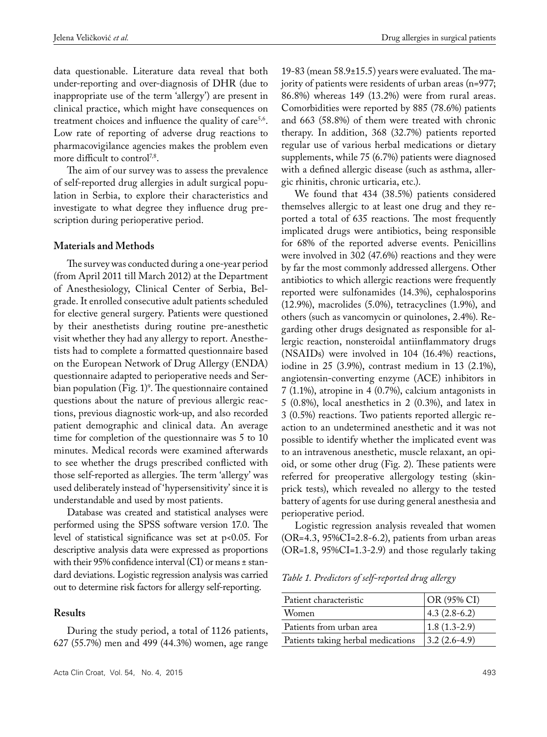data questionable. Literature data reveal that both under-reporting and over-diagnosis of DHR (due to inappropriate use of the term 'allergy') are present in clinical practice, which might have consequences on treatment choices and influence the quality of care[5,6]. Low rate of reporting of adverse drug reactions to pharmacovigilance agencies makes the problem even more difficult to control[7,8].

The aim of our survey was to assess the prevalence of self-reported drug allergies in adult surgical population in Serbia, to explore their characteristics and investigate to what degree they influence drug prescription during perioperative period.

## Materials and Methods

The survey was conducted during a one-year period (from April 2011 till March 2012) at the Department of Anesthesiology, Clinical Center of Serbia, Belgrade. It enrolled consecutive adult patients scheduled for elective general surgery. Patients were questioned by their anesthetists during routine pre-anesthetic visit whether they had any allergy to report. Anesthetists had to complete a formatted questionnaire based on the European Network of Drug Allergy (ENDA) questionnaire adapted to perioperative needs and Serbian population (Fig. 1)[9]. The questionnaire contained questions about the nature of previous allergic reactions, previous diagnostic work-up, and also recorded patient demographic and clinical data. An average time for completion of the questionnaire was 5 to 10 minutes. Medical records were examined afterwards to see whether the drugs prescribed conflicted with those self-reported as allergies. The term 'allergy' was used deliberately instead of 'hypersensitivity' since it is understandable and used by most patients.

Database was created and statistical analyses were performed using the SPSS software version 17.0. The level of statistical significance was set at $p<0.05$. For descriptive analysis data were expressed as proportions with their 95% confidence interval (CI) or means ± standard deviations. Logistic regression analysis was carried out to determine risk factors for allergy self-reporting.

## Results

During the study period, a total of 1126 patients, 627 (55.7%) men and 499 (44.3%) women, age range 19-83 (mean 58.9±15.5) years were evaluated. The majority of patients were residents of urban areas (n=977; 86.8%) whereas 149 (13.2%) were from rural areas. Comorbidities were reported by 885 (78.6%) patients and 663 (58.8%) of them were treated with chronic therapy. In addition, 368 (32.7%) patients reported regular use of various herbal medications or dietary supplements, while 75 (6.7%) patients were diagnosed with a defined allergic disease (such as asthma, allergic rhinitis, chronic urticaria, etc.).

We found that 434 (38.5%) patients considered themselves allergic to at least one drug and they reported a total of 635 reactions. The most frequently implicated drugs were antibiotics, being responsible for 68% of the reported adverse events. Penicillins were involved in 302 (47.6%) reactions and they were by far the most commonly addressed allergens. Other antibiotics to which allergic reactions were frequently reported were sulfonamides (14.3%), cephalosporins (12.9%), macrolides (5.0%), tetracyclines (1.9%), and others (such as vancomycin or quinolones, 2.4%). Regarding other drugs designated as responsible for allergic reaction, nonsteroidal antiinflammatory drugs (NSAIDs) were involved in 104 (16.4%) reactions, iodine in 25 (3.9%), contrast medium in 13 (2.1%), angiotensin-converting enzyme (ACE) inhibitors in 7 (1.1%), atropine in 4 (0.7%), calcium antagonists in 5 (0.8%), local anesthetics in 2 (0.3%), and latex in 3 (0.5%) reactions. Two patients reported allergic reaction to an undetermined anesthetic and it was not possible to identify whether the implicated event was to an intravenous anesthetic, muscle relaxant, an opioid, or some other drug (Fig. 2). These patients were referred for preoperative allergology testing (skin-prick tests), which revealed no allergy to the tested battery of agents for use during general anesthesia and perioperative period.

Logistic regression analysis revealed that women (OR=4.3, 95%CI=2.8-6.2), patients from urban areas (OR=1.8, 95%CI=1.3-2.9) and those regularly taking

*Table 1. Predictors of self-reported drug allergy*

| Patient characteristic | OR (95% CI) |
|---|---|
| Women | 4.3 (2.8-6.2) |
| Patients from urban area | 1.8 (1.3-2.9) |
| Patients taking herbal medications | 3.2 (2.6-4.9) |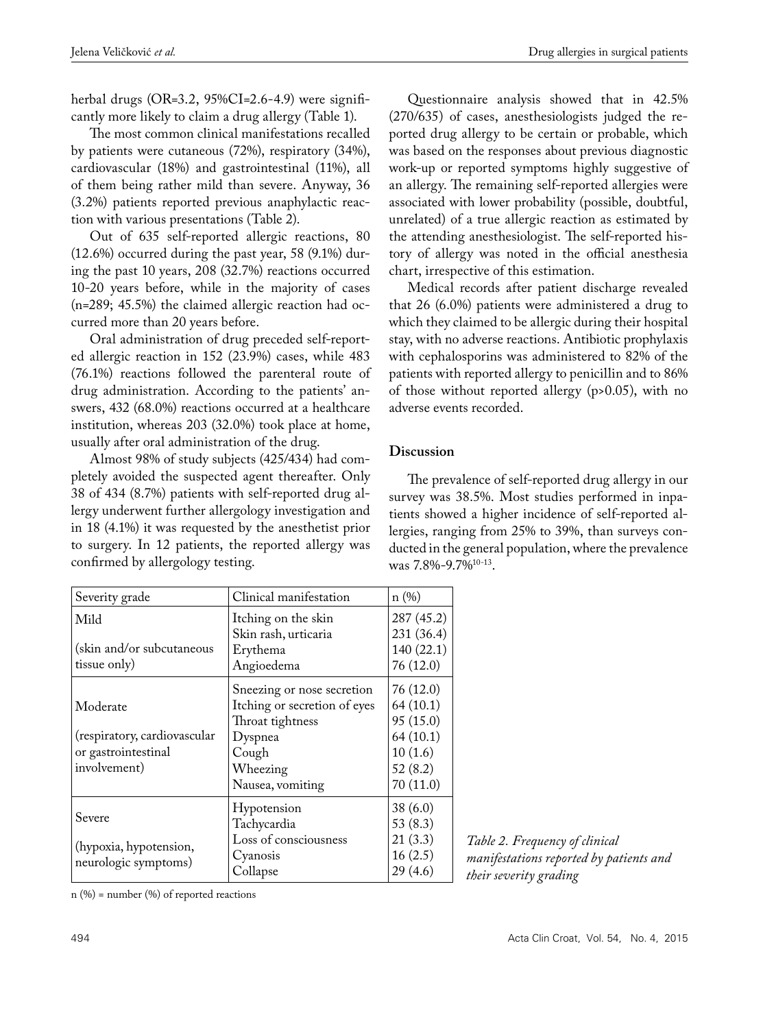herbal drugs (OR=3.2, 95%CI=2.6-4.9) were significantly more likely to claim a drug allergy (Table 1).

The most common clinical manifestations recalled by patients were cutaneous (72%), respiratory (34%), cardiovascular (18%) and gastrointestinal (11%), all of them being rather mild than severe. Anyway, 36 (3.2%) patients reported previous anaphylactic reaction with various presentations (Table 2).

Out of 635 self-reported allergic reactions, 80 (12.6%) occurred during the past year, 58 (9.1%) during the past 10 years, 208 (32.7%) reactions occurred 10-20 years before, while in the majority of cases (n=289; 45.5%) the claimed allergic reaction had occurred more than 20 years before.

Oral administration of drug preceded self-reported allergic reaction in 152 (23.9%) cases, while 483 (76.1%) reactions followed the parenteral route of drug administration. According to the patients' answers, 432 (68.0%) reactions occurred at a healthcare institution, whereas 203 (32.0%) took place at home, usually after oral administration of the drug.

Almost 98% of study subjects (425/434) had completely avoided the suspected agent thereafter. Only 38 of 434 (8.7%) patients with self-reported drug allergy underwent further allergology investigation and in 18 (4.1%) it was requested by the anesthetist prior to surgery. In 12 patients, the reported allergy was confirmed by allergology testing.

Questionnaire analysis showed that in 42.5% (270/635) of cases, anesthesiologists judged the reported drug allergy to be certain or probable, which was based on the responses about previous diagnostic work-up or reported symptoms highly suggestive of an allergy. The remaining self-reported allergies were associated with lower probability (possible, doubtful, unrelated) of a true allergic reaction as estimated by the attending anesthesiologist. The self-reported history of allergy was noted in the official anesthesia chart, irrespective of this estimation.

Medical records after patient discharge revealed that 26 (6.0%) patients were administered a drug to which they claimed to be allergic during their hospital stay, with no adverse reactions. Antibiotic prophylaxis with cephalosporins was administered to 82% of the patients with reported allergy to penicillin and to 86% of those without reported allergy (p>0.05), with no adverse events recorded.

## Discussion

The prevalence of self-reported drug allergy in our survey was 38.5%. Most studies performed in inpatients showed a higher incidence of self-reported allergies, ranging from 25% to 39%, than surveys conducted in the general population, where the prevalence was 7.8%-9.7%[10-13].

| Severity grade | Clinical manifestation | n (%) |
|---|---|---|
| Mild (skin and/or subcutaneous tissue only) | Itching on the skin | 287 (45.2) |
| | Skin rash, urticaria | 231 (36.4) |
| | Erythema | 140 (22.1) |
| | Angioedema | 76 (12.0) |
| Moderate (respiratory, cardiovascular or gastrointestinal involvement) | Sneezing or nose secretion | 76 (12.0) |
| | Itching or secretion of eyes | 64 (10.1) |
| | Throat tightness | 95 (15.0) |
| | Dyspnea | 64 (10.1) |
| | Cough | 10 (1.6) |
| | Wheezing | 52 (8.2) |
| | Nausea, vomiting | 70 (11.0) |
| Severe (hypoxia, hypotension, neurologic symptoms) | Hypotension | 38 (6.0) |
| | Tachycardia | 53 (8.3) |
| | Loss of consciousness | 21 (3.3) |
| | Cyanosis | 16 (2.5) |
| | Collapse | 29 (4.6) |

n (%) = number (%) of reported reactions

*Table 2. Frequency of clinical manifestations reported by patients and their severity grading*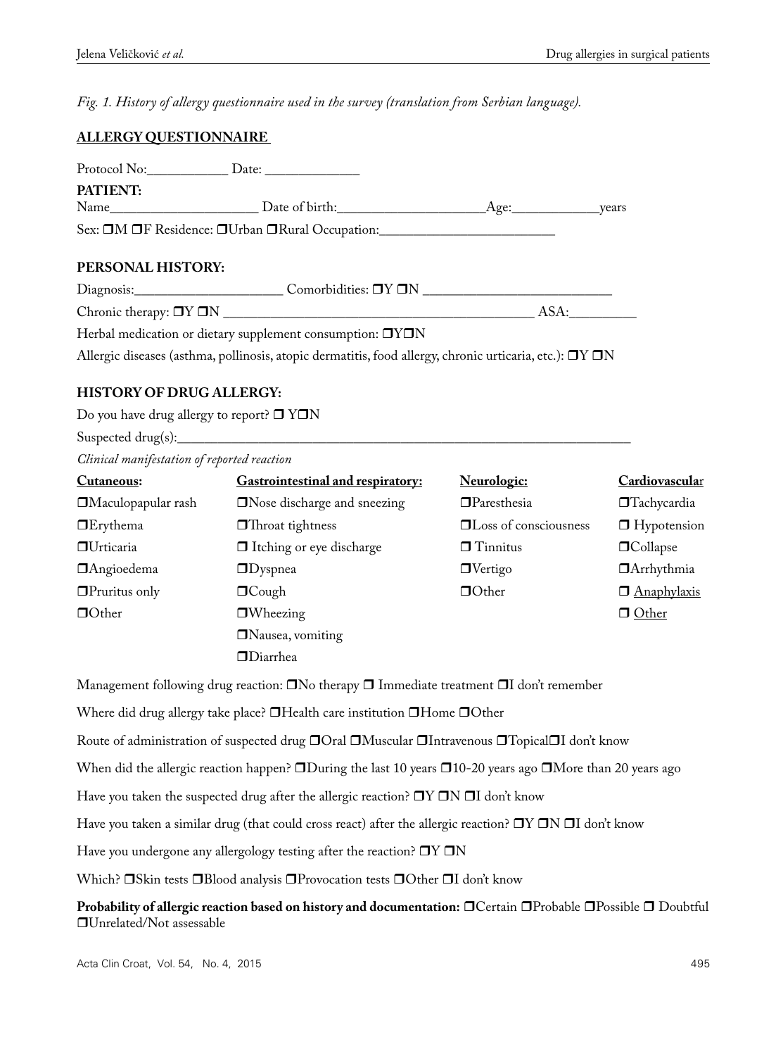*Fig. 1. History of allergy questionnaire used in the survey (translation from Serbian language).*

## ALLERGY QUESTIONNAIRE

Protocol No:____________ Date: ______________

**PATIENT:**

Name______________________ Date of birth:______________________Age:_____________years

Sex: ❒M ❒F Residence: ❒Urban ❒Rural Occupation:__________________________

**PERSONAL HISTORY:**

Diagnosis:______________________ Comorbidities: ❒Y ❒N ____________________________

Chronic therapy: ❒Y ❒N ________________________________________________ ASA:__________

Herbal medication or dietary supplement consumption: ❒Y❒N

Allergic diseases (asthma, pollinosis, atopic dermatitis, food allergy, chronic urticaria, etc.): ❒Y ❒N

**HISTORY OF DRUG ALLERGY:**

Do you have drug allergy to report? ❒ Y❒N

Suspected drug(s):_______________________________________________________________________

*Clinical manifestation of reported reaction*

| Cutaneous: | Gastrointestinal and respiratory: | Neurologic: | Cardiovascular |
|---|---|---|---|
| ❒Maculopapular rash | ❒Nose discharge and sneezing | ❒Paresthesia | ❒Tachycardia |
| ❒Erythema | ❒Throat tightness | ❒Loss of consciousness | ❒ Hypotension |
| ❒Urticaria | ❒ Itching or eye discharge | ❒ Tinnitus | ❒Collapse |
| ❒Angioedema | ❒Dyspnea | ❒Vertigo | ❒Arrhythmia |
| ❒Pruritus only | ❒Cough | ❒Other | ❒ Anaphylaxis |
| ❒Other | ❒Wheezing | | ❒ Other |
| | ❒Nausea, vomiting | | |
| | ❒Diarrhea | | |

Management following drug reaction: ❒No therapy ❒ Immediate treatment ❒I don't remember

Where did drug allergy take place? ❒Health care institution ❒Home ❒Other

Route of administration of suspected drug ❒Oral ❒Muscular ❒Intravenous ❒Topical❒I don't know

When did the allergic reaction happen? ❒During the last 10 years ❒10-20 years ago ❒More than 20 years ago

Have you taken the suspected drug after the allergic reaction? ❒Y ❒N ❒I don't know

Have you taken a similar drug (that could cross react) after the allergic reaction? ❒Y ❒N ❒I don't know

Have you undergone any allergology testing after the reaction? ❒Y ❒N

Which? ❒Skin tests ❒Blood analysis ❒Provocation tests ❒Other ❒I don't know

**Probability of allergic reaction based on history and documentation:** ❒Certain ❒Probable ❒Possible ❒ Doubtful ❒Unrelated/Not assessable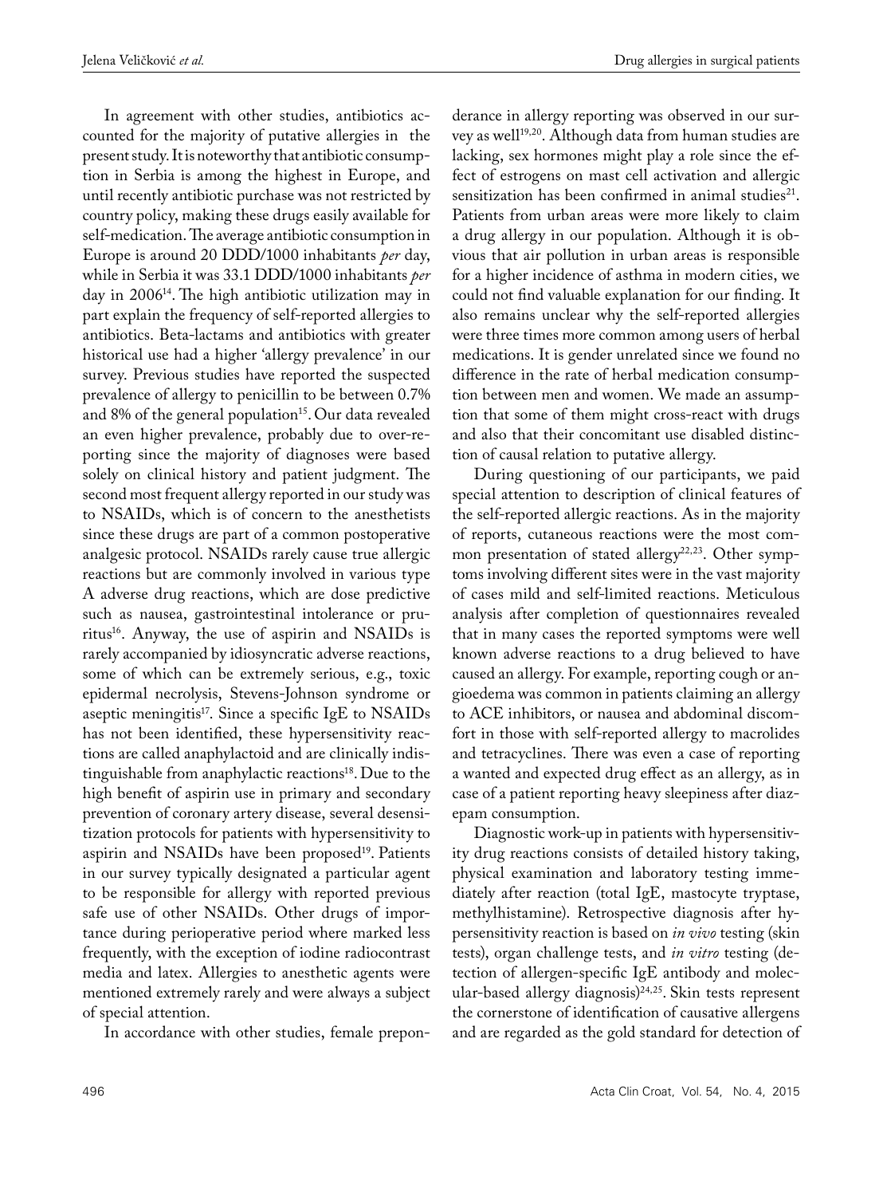In agreement with other studies, antibiotics accounted for the majority of putative allergies in the present study. It is noteworthy that antibiotic consumption in Serbia is among the highest in Europe, and until recently antibiotic purchase was not restricted by country policy, making these drugs easily available for self-medication. The average antibiotic consumption in Europe is around 20 DDD/1000 inhabitants *per* day, while in Serbia it was 33.1 DDD/1000 inhabitants *per* day in 2006[14]. The high antibiotic utilization may in part explain the frequency of self-reported allergies to antibiotics. Beta-lactams and antibiotics with greater historical use had a higher 'allergy prevalence' in our survey. Previous studies have reported the suspected prevalence of allergy to penicillin to be between 0.7% and 8% of the general population[15]. Our data revealed an even higher prevalence, probably due to over-reporting since the majority of diagnoses were based solely on clinical history and patient judgment. The second most frequent allergy reported in our study was to NSAIDs, which is of concern to the anesthetists since these drugs are part of a common postoperative analgesic protocol. NSAIDs rarely cause true allergic reactions but are commonly involved in various type A adverse drug reactions, which are dose predictive such as nausea, gastrointestinal intolerance or pruritus[16]. Anyway, the use of aspirin and NSAIDs is rarely accompanied by idiosyncratic adverse reactions, some of which can be extremely serious, e.g., toxic epidermal necrolysis, Stevens-Johnson syndrome or aseptic meningitis[17]. Since a specific IgE to NSAIDs has not been identified, these hypersensitivity reactions are called anaphylactoid and are clinically indistinguishable from anaphylactic reactions[18]. Due to the high benefit of aspirin use in primary and secondary prevention of coronary artery disease, several desensitization protocols for patients with hypersensitivity to aspirin and NSAIDs have been proposed[19]. Patients in our survey typically designated a particular agent to be responsible for allergy with reported previous safe use of other NSAIDs. Other drugs of importance during perioperative period where marked less frequently, with the exception of iodine radiocontrast media and latex. Allergies to anesthetic agents were mentioned extremely rarely and were always a subject of special attention.

In accordance with other studies, female preponderance in allergy reporting was observed in our survey as well[19,20]. Although data from human studies are lacking, sex hormones might play a role since the effect of estrogens on mast cell activation and allergic sensitization has been confirmed in animal studies[21]. Patients from urban areas were more likely to claim a drug allergy in our population. Although it is obvious that air pollution in urban areas is responsible for a higher incidence of asthma in modern cities, we could not find valuable explanation for our finding. It also remains unclear why the self-reported allergies were three times more common among users of herbal medications. It is gender unrelated since we found no difference in the rate of herbal medication consumption between men and women. We made an assumption that some of them might cross-react with drugs and also that their concomitant use disabled distinction of causal relation to putative allergy.

During questioning of our participants, we paid special attention to description of clinical features of the self-reported allergic reactions. As in the majority of reports, cutaneous reactions were the most common presentation of stated allergy[22,23]. Other symptoms involving different sites were in the vast majority of cases mild and self-limited reactions. Meticulous analysis after completion of questionnaires revealed that in many cases the reported symptoms were well known adverse reactions to a drug believed to have caused an allergy. For example, reporting cough or angioedema was common in patients claiming an allergy to ACE inhibitors, or nausea and abdominal discomfort in those with self-reported allergy to macrolides and tetracyclines. There was even a case of reporting a wanted and expected drug effect as an allergy, as in case of a patient reporting heavy sleepiness after diazepam consumption.

Diagnostic work-up in patients with hypersensitivity drug reactions consists of detailed history taking, physical examination and laboratory testing immediately after reaction (total IgE, mastocyte tryptase, methylhistamine). Retrospective diagnosis after hypersensitivity reaction is based on *in vivo* testing (skin tests), organ challenge tests, and *in vitro* testing (detection of allergen-specific IgE antibody and molecular-based allergy diagnosis)[24,25]. Skin tests represent the cornerstone of identification of causative allergens and are regarded as the gold standard for detection of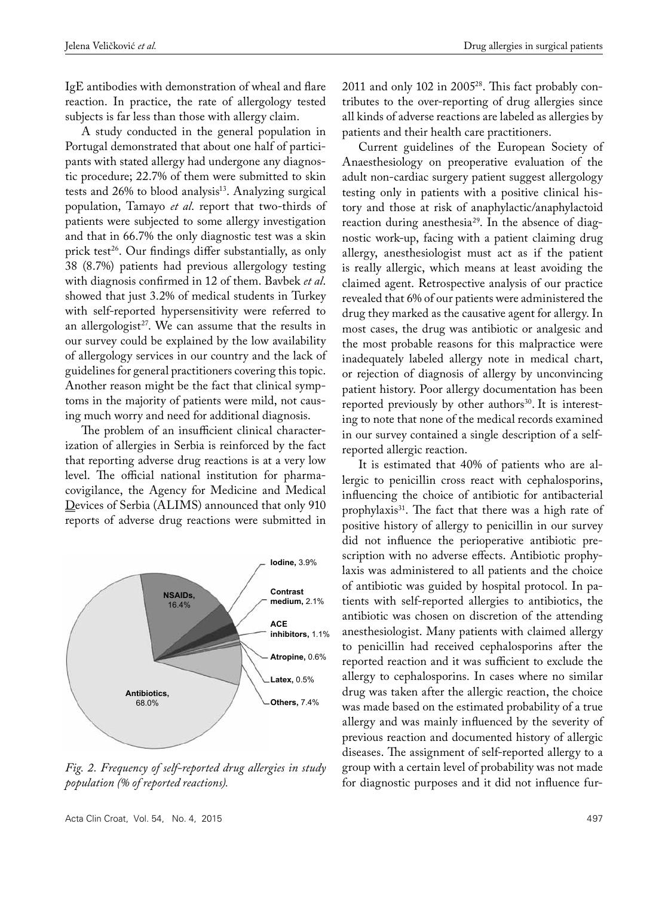IgE antibodies with demonstration of wheal and flare reaction. In practice, the rate of allergology tested subjects is far less than those with allergy claim.

A study conducted in the general population in Portugal demonstrated that about one half of participants with stated allergy had undergone any diagnostic procedure; 22.7% of them were submitted to skin tests and 26% to blood analysis[13]. Analyzing surgical population, Tamayo *et al*. report that two-thirds of patients were subjected to some allergy investigation and that in 66.7% the only diagnostic test was a skin prick test[26]. Our findings differ substantially, as only 38 (8.7%) patients had previous allergology testing with diagnosis confirmed in 12 of them. Bavbek *et al*. showed that just 3.2% of medical students in Turkey with self-reported hypersensitivity were referred to an allergologist[27]. We can assume that the results in our survey could be explained by the low availability of allergology services in our country and the lack of guidelines for general practitioners covering this topic. Another reason might be the fact that clinical symptoms in the majority of patients were mild, not causing much worry and need for additional diagnosis.

The problem of an insufficient clinical characterization of allergies in Serbia is reinforced by the fact that reporting adverse drug reactions is at a very low level. The official national institution for pharmacovigilance, the Agency for Medicine and Medical Devices of Serbia (ALIMS) announced that only 910 reports of adverse drug reactions were submitted in 2011 and only 102 in 2005[28]. This fact probably contributes to the over-reporting of drug allergies since all kinds of adverse reactions are labeled as allergies by patients and their health care practitioners.

Current guidelines of the European Society of Anaesthesiology on preoperative evaluation of the adult non-cardiac surgery patient suggest allergology testing only in patients with a positive clinical history and those at risk of anaphylactic/anaphylactoid reaction during anesthesia[29]. In the absence of diagnostic work-up, facing with a patient claiming drug allergy, anesthesiologist must act as if the patient is really allergic, which means at least avoiding the claimed agent. Retrospective analysis of our practice revealed that 6% of our patients were administered the drug they marked as the causative agent for allergy. In most cases, the drug was antibiotic or analgesic and the most probable reasons for this malpractice were inadequately labeled allergy note in medical chart, or rejection of diagnosis of allergy by unconvincing patient history. Poor allergy documentation has been reported previously by other authors[30]. It is interesting to note that none of the medical records examined in our survey contained a single description of a self-reported allergic reaction.

It is estimated that 40% of patients who are allergic to penicillin cross react with cephalosporins, influencing the choice of antibiotic for antibacterial prophylaxis[31]. The fact that there was a high rate of positive history of allergy to penicillin in our survey did not influence the perioperative antibiotic prescription with no adverse effects. Antibiotic prophylaxis was administered to all patients and the choice of antibiotic was guided by hospital protocol. In patients with self-reported allergies to antibiotics, the antibiotic was chosen on discretion of the attending anesthesiologist. Many patients with claimed allergy to penicillin had received cephalosporins after the reported reaction and it was sufficient to exclude the allergy to cephalosporins. In cases where no similar drug was taken after the allergic reaction, the choice was made based on the estimated probability of a true allergy and was mainly influenced by the severity of previous reaction and documented history of allergic diseases. The assignment of self-reported allergy to a group with a certain level of probability was not made for diagnostic purposes and it did not influence fur-

Antibiotics, 68.0%; NSAIDs, 16.4%; Iodine, 3.9%; Contrast medium, 2.1%; ACE inhibitors, 1.1%; Atropine, 0.6%; Latex, 0.5%; Others, 7.4%

*Fig. 2. Frequency of self-reported drug allergies in study population (% of reported reactions).*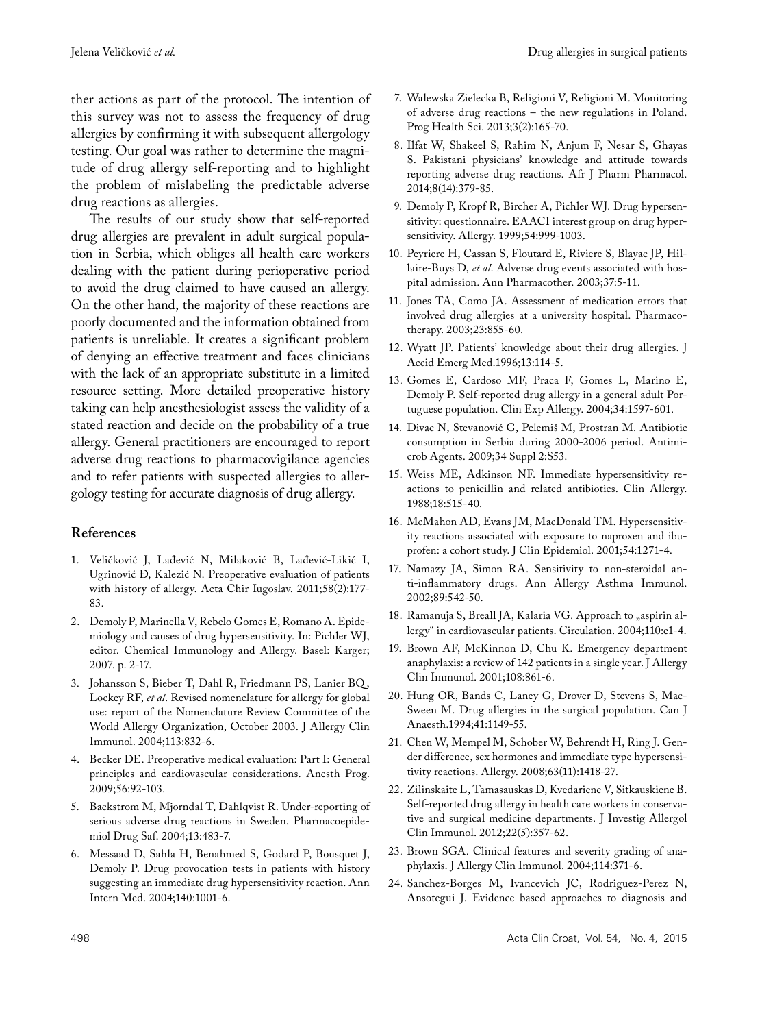ther actions as part of the protocol. The intention of this survey was not to assess the frequency of drug allergies by confirming it with subsequent allergology testing. Our goal was rather to determine the magnitude of drug allergy self-reporting and to highlight the problem of mislabeling the predictable adverse drug reactions as allergies.

The results of our study show that self-reported drug allergies are prevalent in adult surgical population in Serbia, which obliges all health care workers dealing with the patient during perioperative period to avoid the drug claimed to have caused an allergy. On the other hand, the majority of these reactions are poorly documented and the information obtained from patients is unreliable. It creates a significant problem of denying an effective treatment and faces clinicians with the lack of an appropriate substitute in a limited resource setting. More detailed preoperative history taking can help anesthesiologist assess the validity of a stated reaction and decide on the probability of a true allergy. General practitioners are encouraged to report adverse drug reactions to pharmacovigilance agencies and to refer patients with suspected allergies to allergology testing for accurate diagnosis of drug allergy.

## References

1. Veličković J, Lađević N, Milaković B, Lađević-Likić I, Ugrinović Đ, Kalezić N. Preoperative evaluation of patients with history of allergy. Acta Chir Iugoslav. 2011;58(2):177-83.
2. Demoly P, Marinella V, Rebelo Gomes E, Romano A. Epidemiology and causes of drug hypersensitivity. In: Pichler WJ, editor. Chemical Immunology and Allergy. Basel: Karger; 2007. p. 2-17.
3. Johansson S, Bieber T, Dahl R, Friedmann PS, Lanier BQ, Lockey RF, *et al*. Revised nomenclature for allergy for global use: report of the Nomenclature Review Committee of the World Allergy Organization, October 2003. J Allergy Clin Immunol. 2004;113:832-6.
4. Becker DE. Preoperative medical evaluation: Part I: General principles and cardiovascular considerations. Anesth Prog. 2009;56:92-103.
5. Backstrom M, Mjorndal T, Dahlqvist R. Under-reporting of serious adverse drug reactions in Sweden. Pharmacoepidemiol Drug Saf. 2004;13:483-7.
6. Messaad D, Sahla H, Benahmed S, Godard P, Bousquet J, Demoly P. Drug provocation tests in patients with history suggesting an immediate drug hypersensitivity reaction. Ann Intern Med. 2004;140:1001-6.
7. Walewska Zielecka B, Religioni V, Religioni M. Monitoring of adverse drug reactions – the new regulations in Poland. Prog Health Sci. 2013;3(2):165-70.
8. Ilfat W, Shakeel S, Rahim N, Anjum F, Nesar S, Ghayas S. Pakistani physicians' knowledge and attitude towards reporting adverse drug reactions. Afr J Pharm Pharmacol. 2014;8(14):379-85.
9. Demoly P, Kropf R, Bircher A, Pichler WJ. Drug hypersensitivity: questionnaire. EAACI interest group on drug hypersensitivity. Allergy. 1999;54:999-1003.
10. Peyriere H, Cassan S, Floutard E, Riviere S, Blayac JP, Hillaire-Buys D, *et al*. Adverse drug events associated with hospital admission. Ann Pharmacother. 2003;37:5-11.
11. Jones TA, Como JA. Assessment of medication errors that involved drug allergies at a university hospital. Pharmacotherapy. 2003;23:855-60.
12. Wyatt JP. Patients' knowledge about their drug allergies. J Accid Emerg Med.1996;13:114-5.
13. Gomes E, Cardoso MF, Praca F, Gomes L, Marino E, Demoly P. Self-reported drug allergy in a general adult Portuguese population. Clin Exp Allergy. 2004;34:1597-601.
14. Divac N, Stevanović G, Pelemiš M, Prostran M. Antibiotic consumption in Serbia during 2000-2006 period. Antimicrob Agents. 2009;34 Suppl 2:S53.
15. Weiss ME, Adkinson NF. Immediate hypersensitivity reactions to penicillin and related antibiotics. Clin Allergy. 1988;18:515-40.
16. McMahon AD, Evans JM, MacDonald TM. Hypersensitivity reactions associated with exposure to naproxen and ibuprofen: a cohort study. J Clin Epidemiol. 2001;54:1271-4.
17. Namazy JA, Simon RA. Sensitivity to non-steroidal anti-inflammatory drugs. Ann Allergy Asthma Immunol. 2002;89:542-50.
18. Ramanuja S, Breall JA, Kalaria VG. Approach to „aspirin allergy" in cardiovascular patients. Circulation. 2004;110:e1-4.
19. Brown AF, McKinnon D, Chu K. Emergency department anaphylaxis: a review of 142 patients in a single year. J Allergy Clin Immunol. 2001;108:861-6.
20. Hung OR, Bands C, Laney G, Drover D, Stevens S, MacSween M. Drug allergies in the surgical population. Can J Anaesth.1994;41:1149-55.
21. Chen W, Mempel M, Schober W, Behrendt H, Ring J. Gender difference, sex hormones and immediate type hypersensitivity reactions. Allergy. 2008;63(11):1418-27.
22. Zilinskaite L, Tamasauskas D, Kvedariene V, Sitkauskiene B. Self-reported drug allergy in health care workers in conservative and surgical medicine departments. J Investig Allergol Clin Immunol. 2012;22(5):357-62.
23. Brown SGA. Clinical features and severity grading of anaphylaxis. J Allergy Clin Immunol. 2004;114:371-6.
24. Sanchez-Borges M, Ivancevich JC, Rodriguez-Perez N, Ansotegui J. Evidence based approaches to diagnosis and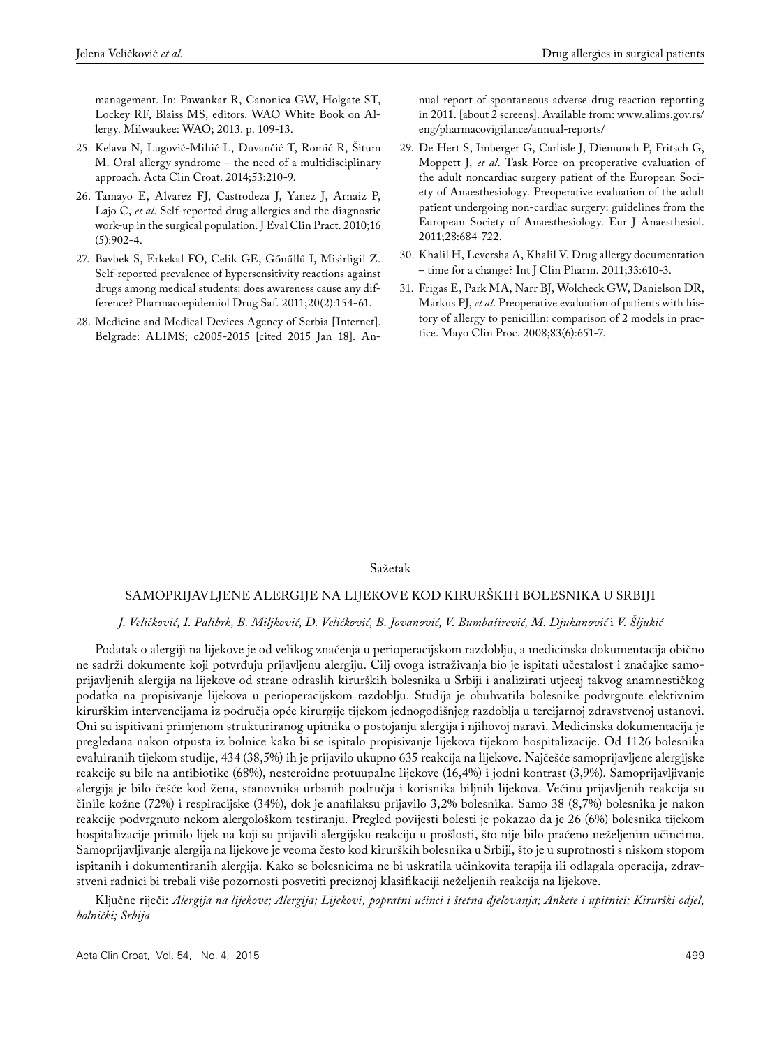management. In: Pawankar R, Canonica GW, Holgate ST, Lockey RF, Blaiss MS, editors. WAO White Book on Allergy. Milwaukee: WAO; 2013. p. 109-13.

25. Kelava N, Lugović-Mihić L, Duvančić T, Romić R, Šitum M. Oral allergy syndrome – the need of a multidisciplinary approach. Acta Clin Croat. 2014;53:210-9.
26. Tamayo E, Alvarez FJ, Castrodeza J, Yanez J, Arnaiz P, Lajo C, *et al*. Self-reported drug allergies and the diagnostic work-up in the surgical population. J Eval Clin Pract. 2010;16(5):902-4.
27. Bavbek S, Erkekal FO, Celik GE, Gőnűllű I, Misirligil Z. Self-reported prevalence of hypersensitivity reactions against drugs among medical students: does awareness cause any difference? Pharmacoepidemiol Drug Saf. 2011;20(2):154-61.
28. Medicine and Medical Devices Agency of Serbia [Internet]. Belgrade: ALIMS; c2005-2015 [cited 2015 Jan 18]. Annual report of spontaneous adverse drug reaction reporting in 2011. [about 2 screens]. Available from: www.alims.gov.rs/eng/pharmacovigilance/annual-reports/
29. De Hert S, Imberger G, Carlisle J, Diemunch P, Fritsch G, Moppett J, *et al*. Task Force on preoperative evaluation of the adult noncardiac surgery patient of the European Society of Anaesthesiology. Preoperative evaluation of the adult patient undergoing non-cardiac surgery: guidelines from the European Society of Anaesthesiology. Eur J Anaesthesiol. 2011;28:684-722.
30. Khalil H, Leversha A, Khalil V. Drug allergy documentation – time for a change? Int J Clin Pharm. 2011;33:610-3.
31. Frigas E, Park MA, Narr BJ, Wolcheck GW, Danielson DR, Markus PJ, *et al*. Preoperative evaluation of patients with history of allergy to penicillin: comparison of 2 models in practice. Mayo Clin Proc. 2008;83(6):651-7.

Sažetak

## SAMOPRIJAVLJENE ALERGIJE NA LIJEKOVE KOD KIRURŠKIH BOLESNIKA U SRBIJI

*J. Veličković, I. Palibrk, B. Miljković, D. Veličković, B. Jovanović, V. Bumbaširević, M. Djukanović* i *V. Šljukić*

Podatak o alergiji na lijekove je od velikog značenja u perioperacijskom razdoblju, a medicinska dokumentacija obično ne sadrži dokumente koji potvrđuju prijavljenu alergiju. Cilj ovoga istraživanja bio je ispitati učestalost i značajke samoprijavljenih alergija na lijekove od strane odraslih kirurških bolesnika u Srbiji i analizirati utjecaj takvog anamnestičkog podatka na propisivanje lijekova u perioperacijskom razdoblju. Studija je obuhvatila bolesnike podvrgnute elektivnim kirurškim intervencijama iz područja opće kirurgije tijekom jednogodišnjeg razdoblja u tercijarnoj zdravstvenoj ustanovi. Oni su ispitivani primjenom strukturiranog upitnika o postojanju alergija i njihovoj naravi. Medicinska dokumentacija je pregledana nakon otpusta iz bolnice kako bi se ispitalo propisivanje lijekova tijekom hospitalizacije. Od 1126 bolesnika evaluiranih tijekom studije, 434 (38,5%) ih je prijavilo ukupno 635 reakcija na lijekove. Najčešće samoprijavljene alergijske reakcije su bile na antibiotike (68%), nesteroidne protuupalne lijekove (16,4%) i jodni kontrast (3,9%). Samoprijavljivanje alergija je bilo češće kod žena, stanovnika urbanih područja i korisnika biljnih lijekova. Većinu prijavljenih reakcija su činile kožne (72%) i respiracijske (34%), dok je anafilaksu prijavilo 3,2% bolesnika. Samo 38 (8,7%) bolesnika je nakon reakcije podvrgnuto nekom alergološkom testiranju. Pregled povijesti bolesti je pokazao da je 26 (6%) bolesnika tijekom hospitalizacije primilo lijek na koji su prijavili alergijsku reakciju u prošlosti, što nije bilo praćeno neželjenim učincima. Samoprijavljivanje alergija na lijekove je veoma često kod kirurških bolesnika u Srbiji, što je u suprotnosti s niskom stopom ispitanih i dokumentiranih alergija. Kako se bolesnicima ne bi uskratila učinkovita terapija ili odlagala operacija, zdravstveni radnici bi trebali više pozornosti posvetiti preciznoj klasifikaciji neželjenih reakcija na lijekove.

Ključne riječi: *Alergija na lijekove; Alergija; Lijekovi, popratni učinci i štetna djelovanja; Ankete i upitnici; Kirurški odjel, bolnički; Srbija*